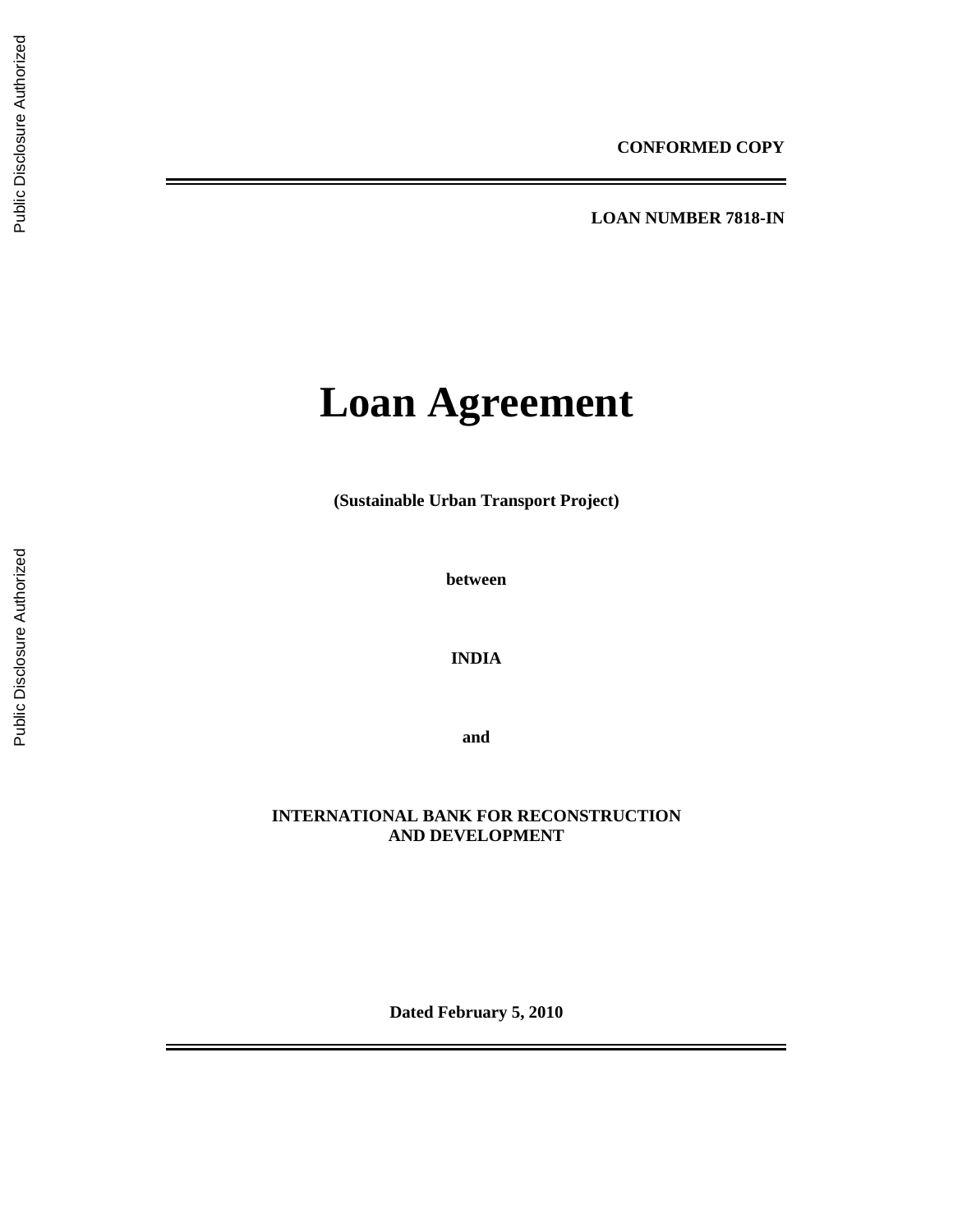**CONFORMED COPY**

---

**LOAN NUMBER 7818-IN**

# Loan Agreement

**(Sustainable Urban Transport Project)**

**between**

**INDIA**

**and**

**INTERNATIONAL BANK FOR RECONSTRUCTION AND DEVELOPMENT**

**Dated February 5, 2010**

---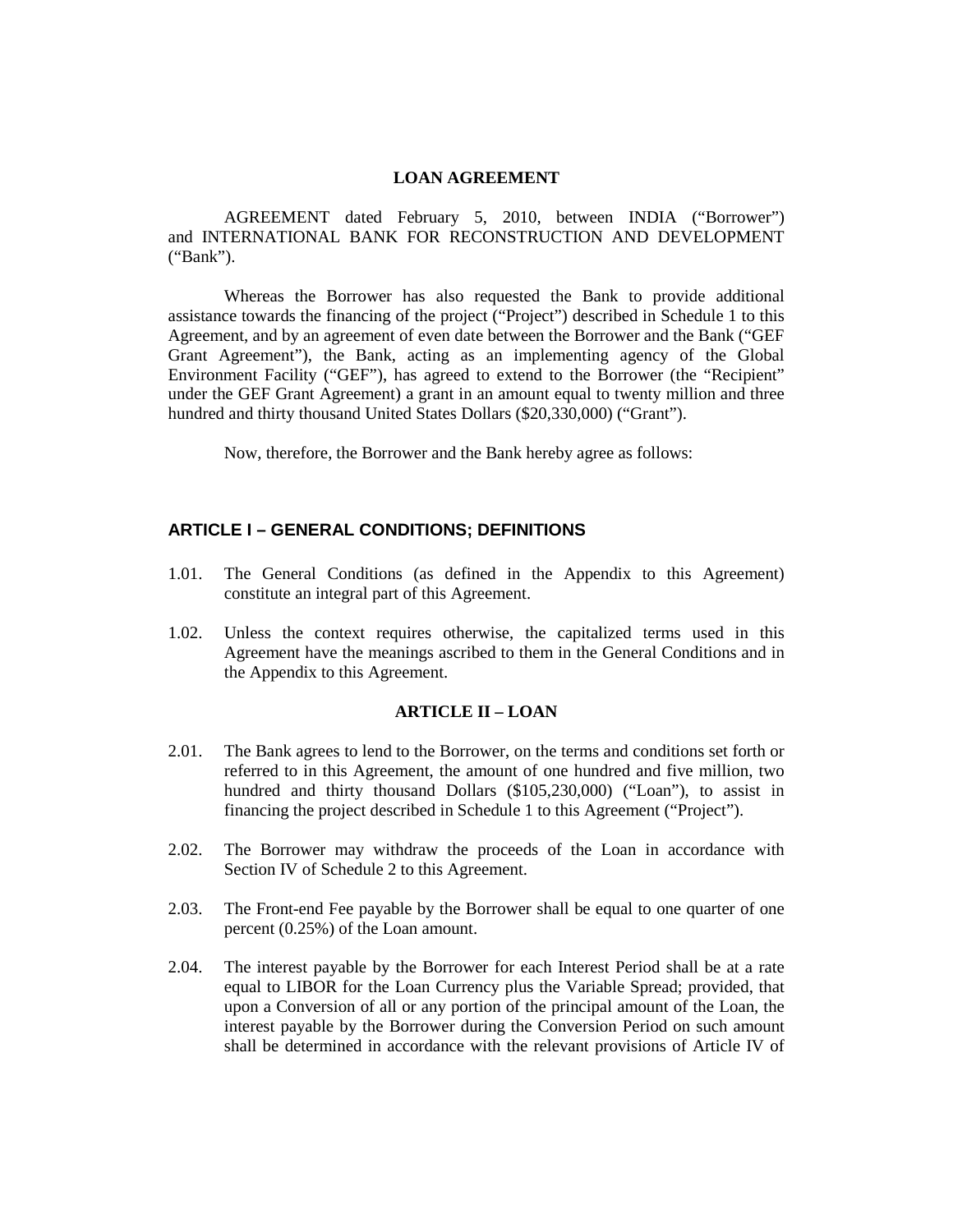# LOAN AGREEMENT

AGREEMENT dated February 5, 2010, between INDIA ("Borrower") and INTERNATIONAL BANK FOR RECONSTRUCTION AND DEVELOPMENT ("Bank").

Whereas the Borrower has also requested the Bank to provide additional assistance towards the financing of the project ("Project") described in Schedule 1 to this Agreement, and by an agreement of even date between the Borrower and the Bank ("GEF Grant Agreement"), the Bank, acting as an implementing agency of the Global Environment Facility ("GEF"), has agreed to extend to the Borrower (the "Recipient" under the GEF Grant Agreement) a grant in an amount equal to twenty million and three hundred and thirty thousand United States Dollars ($20,330,000) ("Grant").

Now, therefore, the Borrower and the Bank hereby agree as follows:

## ARTICLE I – GENERAL CONDITIONS; DEFINITIONS

1.01. The General Conditions (as defined in the Appendix to this Agreement) constitute an integral part of this Agreement.

1.02. Unless the context requires otherwise, the capitalized terms used in this Agreement have the meanings ascribed to them in the General Conditions and in the Appendix to this Agreement.

## ARTICLE II – LOAN

2.01. The Bank agrees to lend to the Borrower, on the terms and conditions set forth or referred to in this Agreement, the amount of one hundred and five million, two hundred and thirty thousand Dollars ($105,230,000) ("Loan"), to assist in financing the project described in Schedule 1 to this Agreement ("Project").

2.02. The Borrower may withdraw the proceeds of the Loan in accordance with Section IV of Schedule 2 to this Agreement.

2.03. The Front-end Fee payable by the Borrower shall be equal to one quarter of one percent (0.25%) of the Loan amount.

2.04. The interest payable by the Borrower for each Interest Period shall be at a rate equal to LIBOR for the Loan Currency plus the Variable Spread; provided, that upon a Conversion of all or any portion of the principal amount of the Loan, the interest payable by the Borrower during the Conversion Period on such amount shall be determined in accordance with the relevant provisions of Article IV of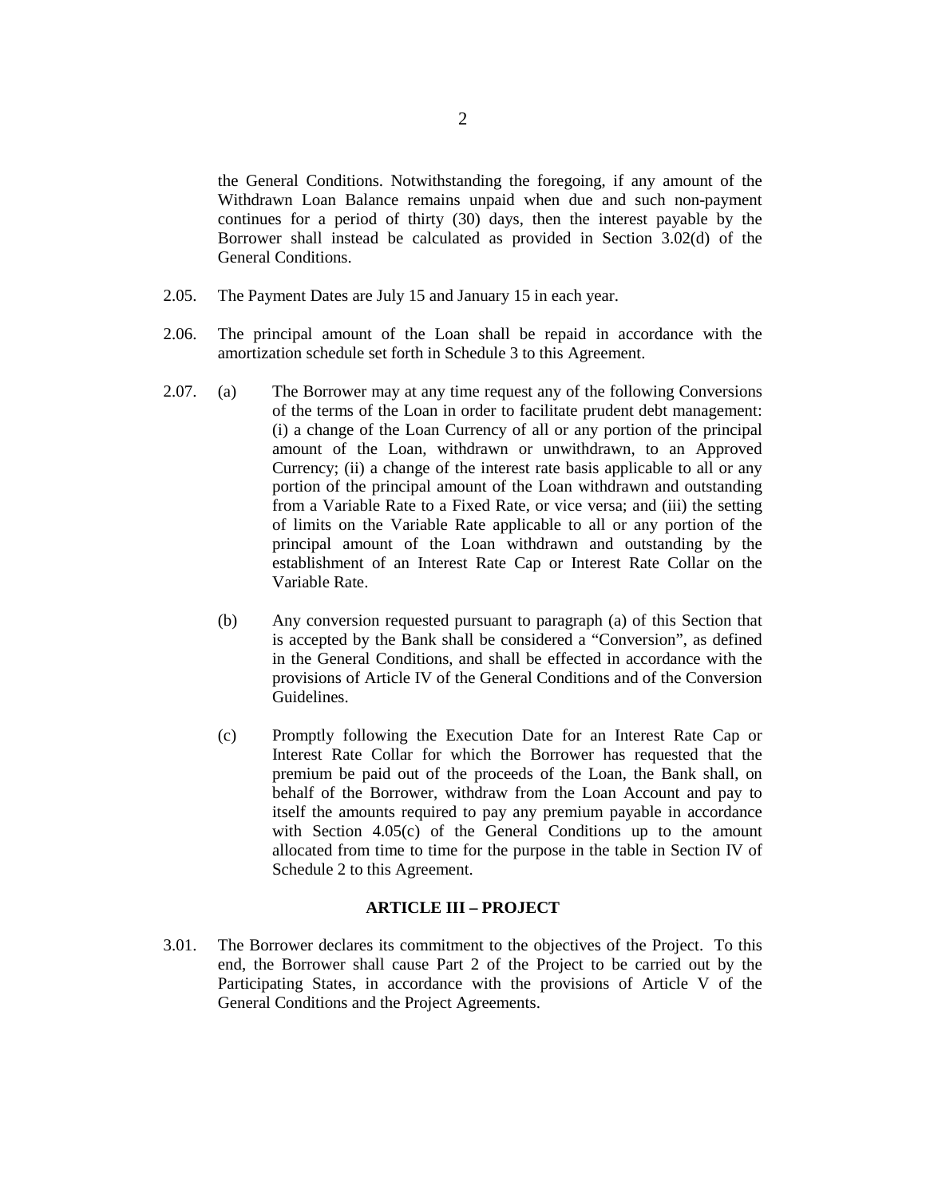the General Conditions. Notwithstanding the foregoing, if any amount of the Withdrawn Loan Balance remains unpaid when due and such non-payment continues for a period of thirty (30) days, then the interest payable by the Borrower shall instead be calculated as provided in Section 3.02(d) of the General Conditions.

2.05. The Payment Dates are July 15 and January 15 in each year.

2.06. The principal amount of the Loan shall be repaid in accordance with the amortization schedule set forth in Schedule 3 to this Agreement.

2.07. (a) The Borrower may at any time request any of the following Conversions of the terms of the Loan in order to facilitate prudent debt management: (i) a change of the Loan Currency of all or any portion of the principal amount of the Loan, withdrawn or unwithdrawn, to an Approved Currency; (ii) a change of the interest rate basis applicable to all or any portion of the principal amount of the Loan withdrawn and outstanding from a Variable Rate to a Fixed Rate, or vice versa; and (iii) the setting of limits on the Variable Rate applicable to all or any portion of the principal amount of the Loan withdrawn and outstanding by the establishment of an Interest Rate Cap or Interest Rate Collar on the Variable Rate.

(b) Any conversion requested pursuant to paragraph (a) of this Section that is accepted by the Bank shall be considered a "Conversion", as defined in the General Conditions, and shall be effected in accordance with the provisions of Article IV of the General Conditions and of the Conversion Guidelines.

(c) Promptly following the Execution Date for an Interest Rate Cap or Interest Rate Collar for which the Borrower has requested that the premium be paid out of the proceeds of the Loan, the Bank shall, on behalf of the Borrower, withdraw from the Loan Account and pay to itself the amounts required to pay any premium payable in accordance with Section 4.05(c) of the General Conditions up to the amount allocated from time to time for the purpose in the table in Section IV of Schedule 2 to this Agreement.

## ARTICLE III – PROJECT

3.01. The Borrower declares its commitment to the objectives of the Project. To this end, the Borrower shall cause Part 2 of the Project to be carried out by the Participating States, in accordance with the provisions of Article V of the General Conditions and the Project Agreements.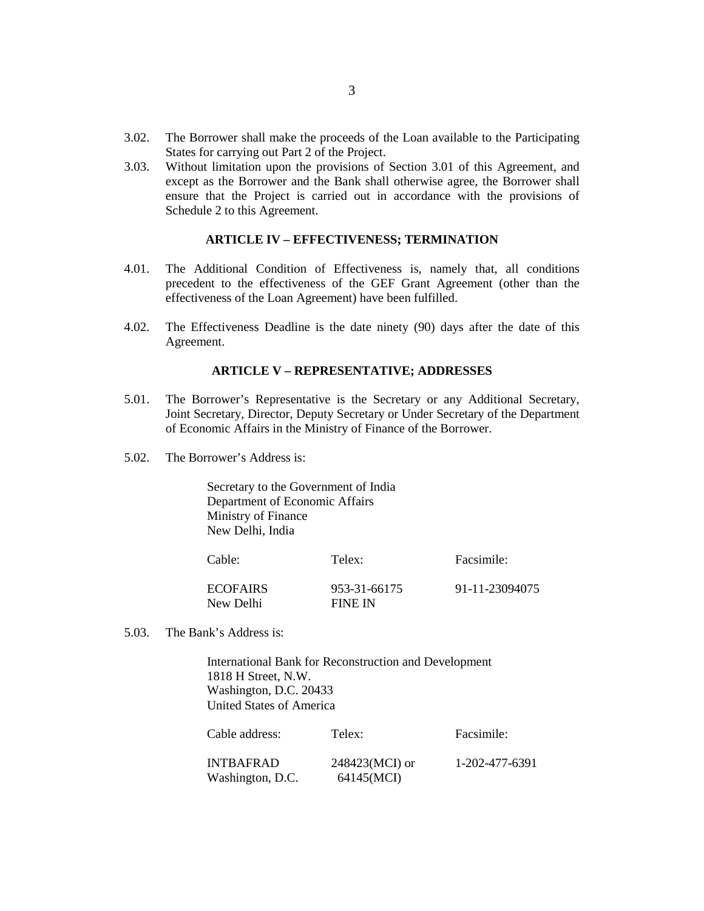3.02. The Borrower shall make the proceeds of the Loan available to the Participating States for carrying out Part 2 of the Project.

3.03. Without limitation upon the provisions of Section 3.01 of this Agreement, and except as the Borrower and the Bank shall otherwise agree, the Borrower shall ensure that the Project is carried out in accordance with the provisions of Schedule 2 to this Agreement.

## ARTICLE IV – EFFECTIVENESS; TERMINATION

4.01. The Additional Condition of Effectiveness is, namely that, all conditions precedent to the effectiveness of the GEF Grant Agreement (other than the effectiveness of the Loan Agreement) have been fulfilled.

4.02. The Effectiveness Deadline is the date ninety (90) days after the date of this Agreement.

## ARTICLE V – REPRESENTATIVE; ADDRESSES

5.01. The Borrower's Representative is the Secretary or any Additional Secretary, Joint Secretary, Director, Deputy Secretary or Under Secretary of the Department of Economic Affairs in the Ministry of Finance of the Borrower.

5.02. The Borrower's Address is:

Secretary to the Government of India
Department of Economic Affairs
Ministry of Finance
New Delhi, India

| Cable: | Telex: | Facsimile: |
|---|---|---|
| ECOFAIRS New Delhi | 953-31-66175 FINE IN | 91-11-23094075 |

5.03. The Bank's Address is:

International Bank for Reconstruction and Development
1818 H Street, N.W.
Washington, D.C. 20433
United States of America

| Cable address: | Telex: | Facsimile: |
|---|---|---|
| INTBAFRAD Washington, D.C. | 248423(MCI) or 64145(MCI) | 1-202-477-6391 |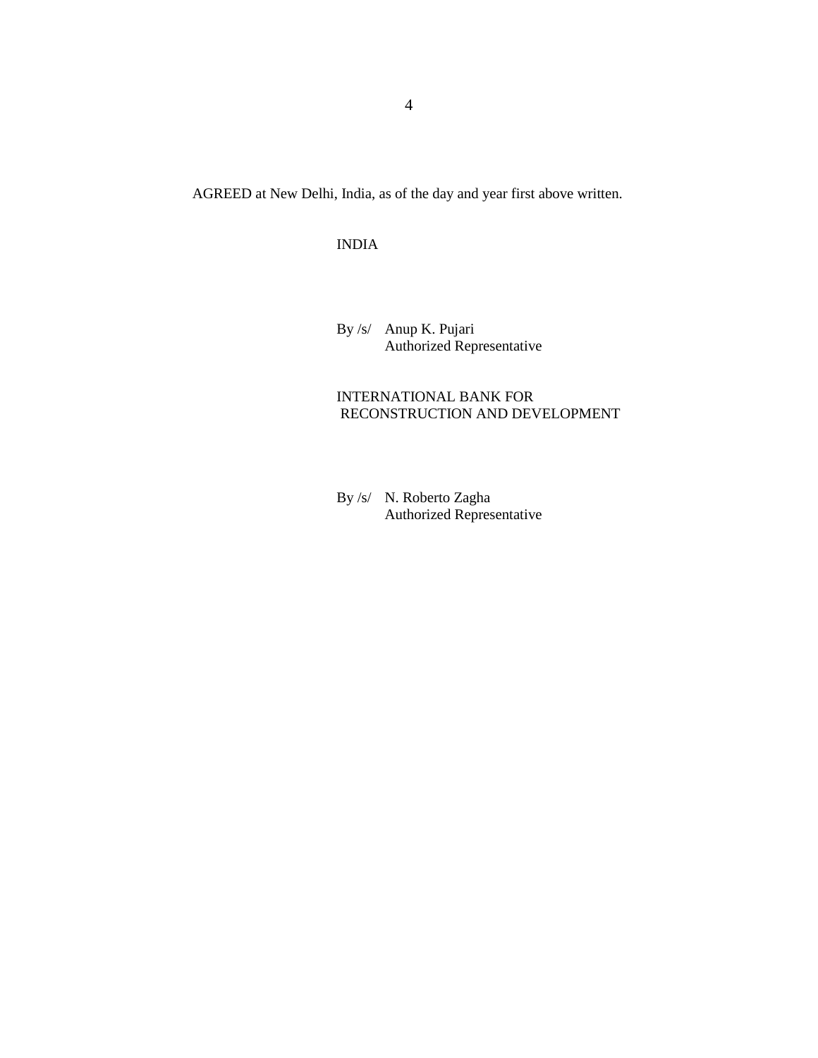AGREED at New Delhi, India, as of the day and year first above written.

INDIA

By /s/ Anup K. Pujari
Authorized Representative

INTERNATIONAL BANK FOR
RECONSTRUCTION AND DEVELOPMENT

By /s/ N. Roberto Zagha
Authorized Representative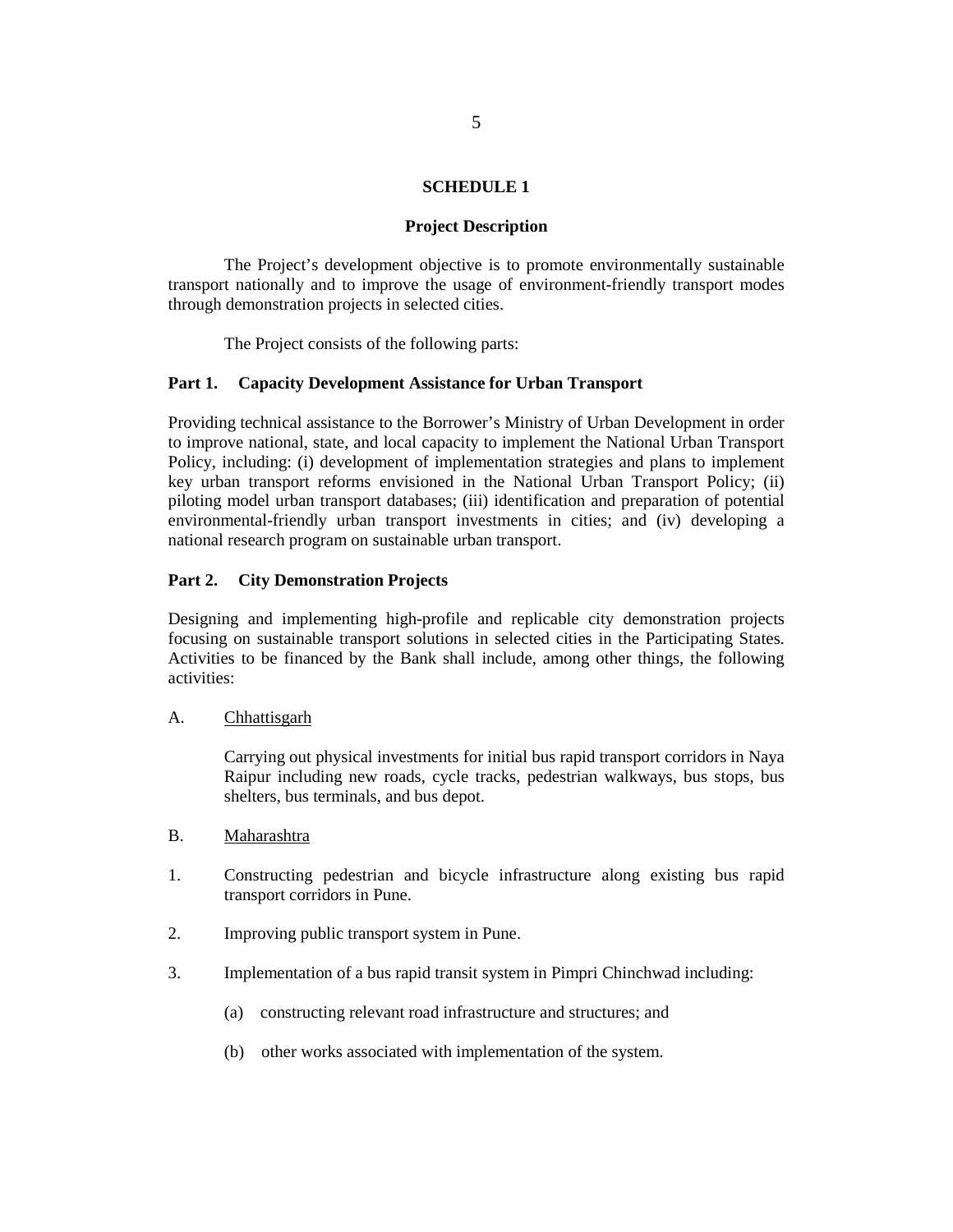# SCHEDULE 1

## Project Description

The Project's development objective is to promote environmentally sustainable transport nationally and to improve the usage of environment-friendly transport modes through demonstration projects in selected cities.

The Project consists of the following parts:

### Part 1. Capacity Development Assistance for Urban Transport

Providing technical assistance to the Borrower's Ministry of Urban Development in order to improve national, state, and local capacity to implement the National Urban Transport Policy, including: (i) development of implementation strategies and plans to implement key urban transport reforms envisioned in the National Urban Transport Policy; (ii) piloting model urban transport databases; (iii) identification and preparation of potential environmental-friendly urban transport investments in cities; and (iv) developing a national research program on sustainable urban transport.

### Part 2. City Demonstration Projects

Designing and implementing high-profile and replicable city demonstration projects focusing on sustainable transport solutions in selected cities in the Participating States. Activities to be financed by the Bank shall include, among other things, the following activities:

A. Chhattisgarh

Carrying out physical investments for initial bus rapid transport corridors in Naya Raipur including new roads, cycle tracks, pedestrian walkways, bus stops, bus shelters, bus terminals, and bus depot.

B. Maharashtra

1. Constructing pedestrian and bicycle infrastructure along existing bus rapid transport corridors in Pune.

2. Improving public transport system in Pune.

3. Implementation of a bus rapid transit system in Pimpri Chinchwad including:

   (a) constructing relevant road infrastructure and structures; and

   (b) other works associated with implementation of the system.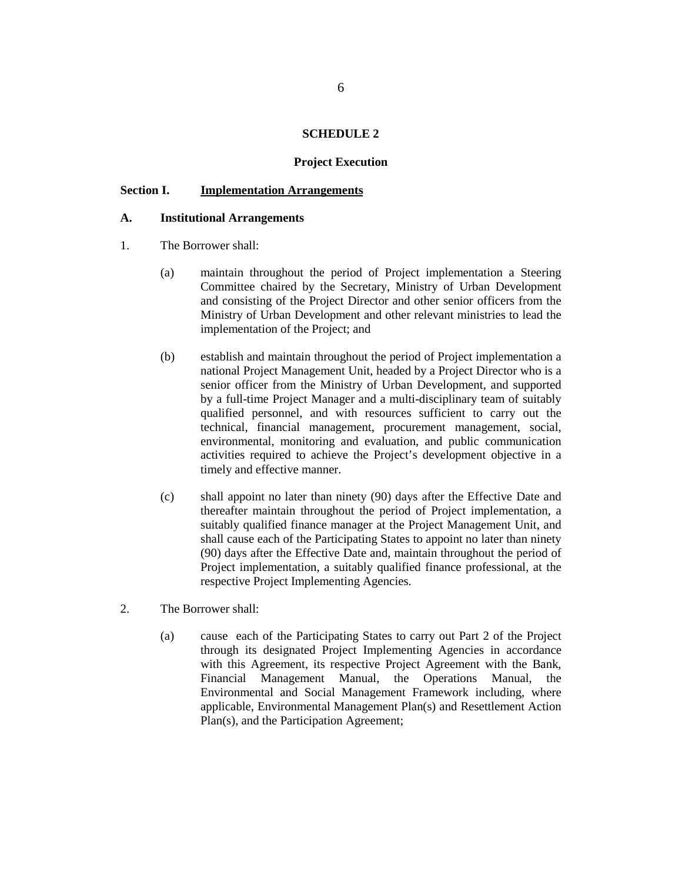## SCHEDULE 2

### Project Execution

**Section I. <u>Implementation Arrangements</u>**

**A. Institutional Arrangements**

1. The Borrower shall:

   (a) maintain throughout the period of Project implementation a Steering Committee chaired by the Secretary, Ministry of Urban Development and consisting of the Project Director and other senior officers from the Ministry of Urban Development and other relevant ministries to lead the implementation of the Project; and

   (b) establish and maintain throughout the period of Project implementation a national Project Management Unit, headed by a Project Director who is a senior officer from the Ministry of Urban Development, and supported by a full-time Project Manager and a multi-disciplinary team of suitably qualified personnel, and with resources sufficient to carry out the technical, financial management, procurement management, social, environmental, monitoring and evaluation, and public communication activities required to achieve the Project's development objective in a timely and effective manner.

   (c) shall appoint no later than ninety (90) days after the Effective Date and thereafter maintain throughout the period of Project implementation, a suitably qualified finance manager at the Project Management Unit, and shall cause each of the Participating States to appoint no later than ninety (90) days after the Effective Date and, maintain throughout the period of Project implementation, a suitably qualified finance professional, at the respective Project Implementing Agencies.

2. The Borrower shall:

   (a) cause each of the Participating States to carry out Part 2 of the Project through its designated Project Implementing Agencies in accordance with this Agreement, its respective Project Agreement with the Bank, Financial Management Manual, the Operations Manual, the Environmental and Social Management Framework including, where applicable, Environmental Management Plan(s) and Resettlement Action Plan(s), and the Participation Agreement;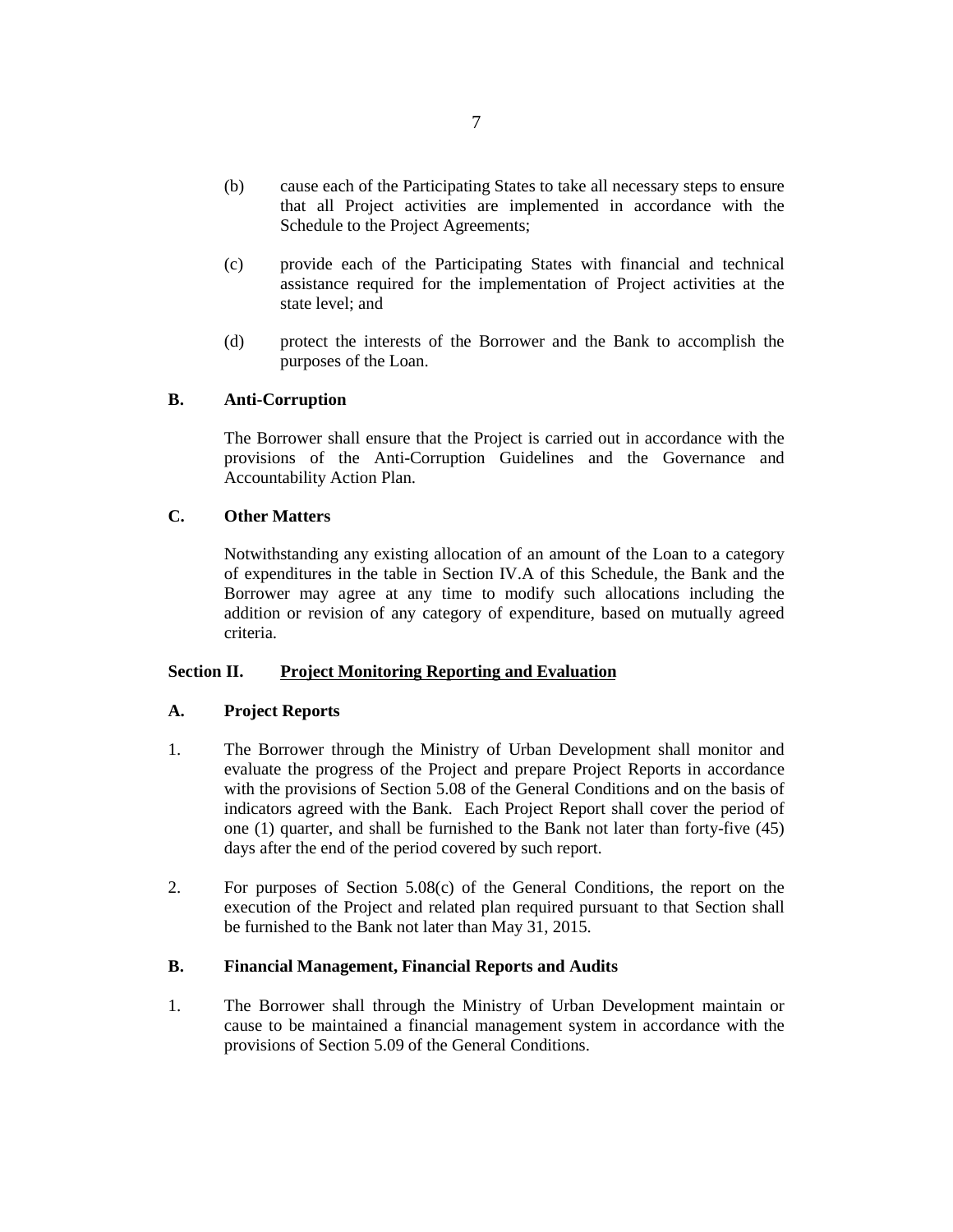(b) cause each of the Participating States to take all necessary steps to ensure that all Project activities are implemented in accordance with the Schedule to the Project Agreements;

(c) provide each of the Participating States with financial and technical assistance required for the implementation of Project activities at the state level; and

(d) protect the interests of the Borrower and the Bank to accomplish the purposes of the Loan.

**B. Anti-Corruption**

The Borrower shall ensure that the Project is carried out in accordance with the provisions of the Anti-Corruption Guidelines and the Governance and Accountability Action Plan.

**C. Other Matters**

Notwithstanding any existing allocation of an amount of the Loan to a category of expenditures in the table in Section IV.A of this Schedule, the Bank and the Borrower may agree at any time to modify such allocations including the addition or revision of any category of expenditure, based on mutually agreed criteria.

## Section II. Project Monitoring Reporting and Evaluation

**A. Project Reports**

1. The Borrower through the Ministry of Urban Development shall monitor and evaluate the progress of the Project and prepare Project Reports in accordance with the provisions of Section 5.08 of the General Conditions and on the basis of indicators agreed with the Bank. Each Project Report shall cover the period of one (1) quarter, and shall be furnished to the Bank not later than forty-five (45) days after the end of the period covered by such report.

2. For purposes of Section 5.08(c) of the General Conditions, the report on the execution of the Project and related plan required pursuant to that Section shall be furnished to the Bank not later than May 31, 2015.

**B. Financial Management, Financial Reports and Audits**

1. The Borrower shall through the Ministry of Urban Development maintain or cause to be maintained a financial management system in accordance with the provisions of Section 5.09 of the General Conditions.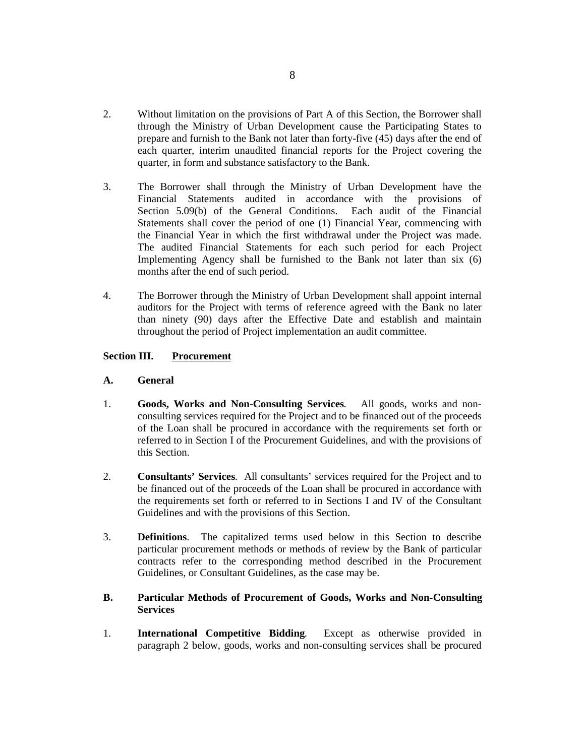2. Without limitation on the provisions of Part A of this Section, the Borrower shall through the Ministry of Urban Development cause the Participating States to prepare and furnish to the Bank not later than forty-five (45) days after the end of each quarter, interim unaudited financial reports for the Project covering the quarter, in form and substance satisfactory to the Bank.

3. The Borrower shall through the Ministry of Urban Development have the Financial Statements audited in accordance with the provisions of Section 5.09(b) of the General Conditions. Each audit of the Financial Statements shall cover the period of one (1) Financial Year, commencing with the Financial Year in which the first withdrawal under the Project was made. The audited Financial Statements for each such period for each Project Implementing Agency shall be furnished to the Bank not later than six (6) months after the end of such period.

4. The Borrower through the Ministry of Urban Development shall appoint internal auditors for the Project with terms of reference agreed with the Bank no later than ninety (90) days after the Effective Date and establish and maintain throughout the period of Project implementation an audit committee.

**Section III. Procurement**

**A. General**

1. **Goods, Works and Non-Consulting Services**. All goods, works and non-consulting services required for the Project and to be financed out of the proceeds of the Loan shall be procured in accordance with the requirements set forth or referred to in Section I of the Procurement Guidelines, and with the provisions of this Section.

2. **Consultants' Services**. All consultants' services required for the Project and to be financed out of the proceeds of the Loan shall be procured in accordance with the requirements set forth or referred to in Sections I and IV of the Consultant Guidelines and with the provisions of this Section.

3. **Definitions**. The capitalized terms used below in this Section to describe particular procurement methods or methods of review by the Bank of particular contracts refer to the corresponding method described in the Procurement Guidelines, or Consultant Guidelines, as the case may be.

**B. Particular Methods of Procurement of Goods, Works and Non-Consulting Services**

1. **International Competitive Bidding**. Except as otherwise provided in paragraph 2 below, goods, works and non-consulting services shall be procured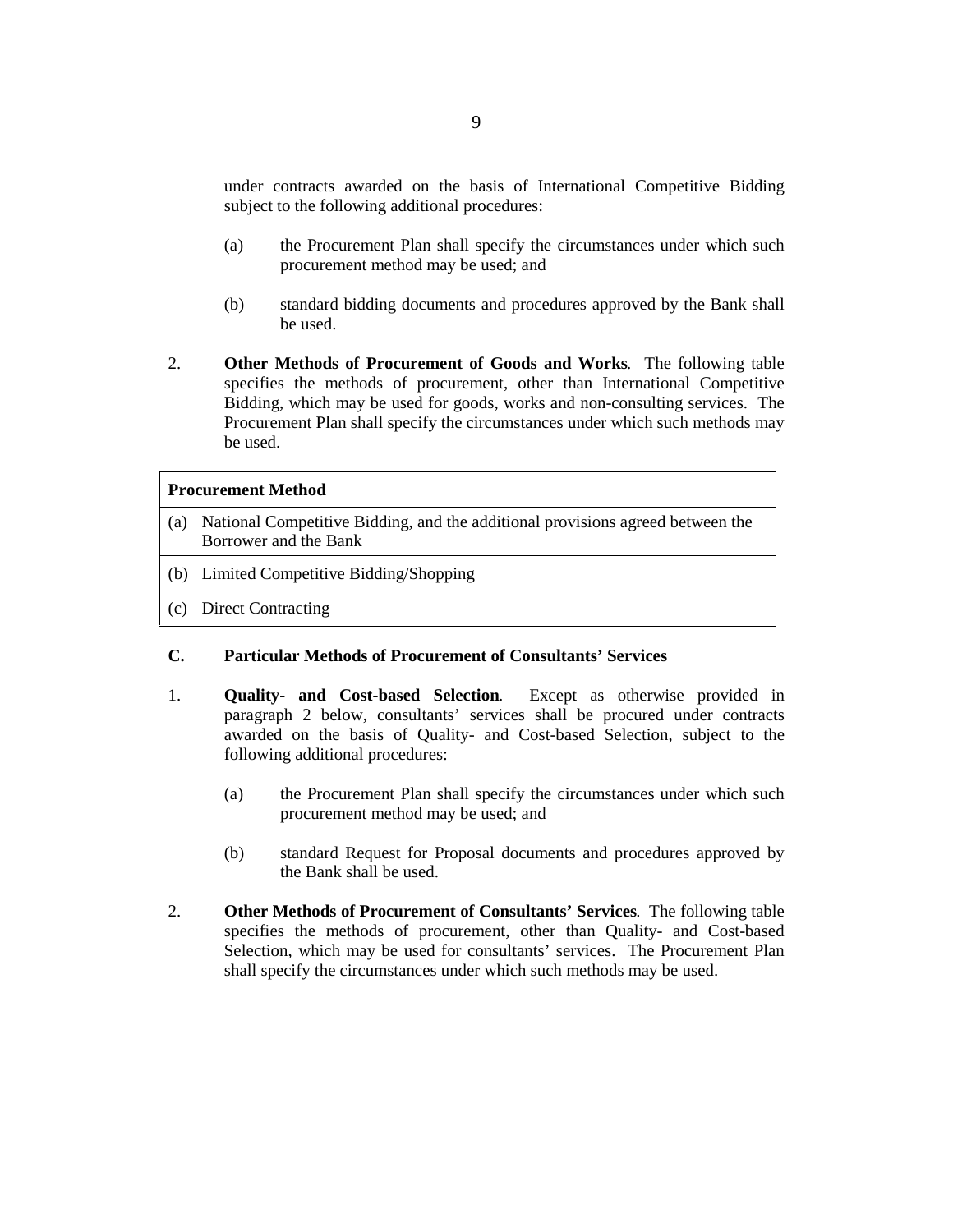under contracts awarded on the basis of International Competitive Bidding subject to the following additional procedures:

(a) the Procurement Plan shall specify the circumstances under which such procurement method may be used; and

(b) standard bidding documents and procedures approved by the Bank shall be used.

2. **Other Methods of Procurement of Goods and Works**. The following table specifies the methods of procurement, other than International Competitive Bidding, which may be used for goods, works and non-consulting services. The Procurement Plan shall specify the circumstances under which such methods may be used.

| **Procurement Method** |
|---|
| (a) National Competitive Bidding, and the additional provisions agreed between the Borrower and the Bank |
| (b) Limited Competitive Bidding/Shopping |
| (c) Direct Contracting |

### C. Particular Methods of Procurement of Consultants' Services

1. **Quality- and Cost-based Selection**. Except as otherwise provided in paragraph 2 below, consultants' services shall be procured under contracts awarded on the basis of Quality- and Cost-based Selection, subject to the following additional procedures:

(a) the Procurement Plan shall specify the circumstances under which such procurement method may be used; and

(b) standard Request for Proposal documents and procedures approved by the Bank shall be used.

2. **Other Methods of Procurement of Consultants' Services**. The following table specifies the methods of procurement, other than Quality- and Cost-based Selection, which may be used for consultants' services. The Procurement Plan shall specify the circumstances under which such methods may be used.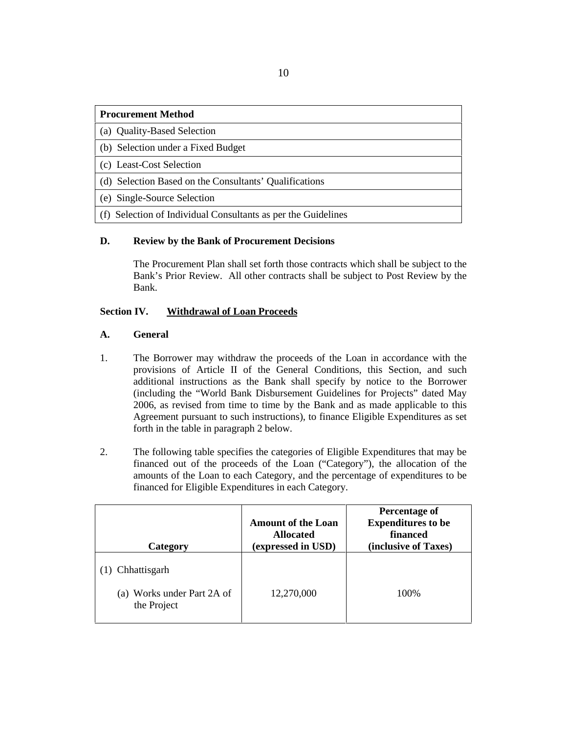| Procurement Method |
| --- |
| (a) Quality-Based Selection |
| (b) Selection under a Fixed Budget |
| (c) Least-Cost Selection |
| (d) Selection Based on the Consultants' Qualifications |
| (e) Single-Source Selection |
| (f) Selection of Individual Consultants as per the Guidelines |

### D. Review by the Bank of Procurement Decisions

The Procurement Plan shall set forth those contracts which shall be subject to the Bank's Prior Review. All other contracts shall be subject to Post Review by the Bank.

## Section IV. Withdrawal of Loan Proceeds

### A. General

1. The Borrower may withdraw the proceeds of the Loan in accordance with the provisions of Article II of the General Conditions, this Section, and such additional instructions as the Bank shall specify by notice to the Borrower (including the "World Bank Disbursement Guidelines for Projects" dated May 2006, as revised from time to time by the Bank and as made applicable to this Agreement pursuant to such instructions), to finance Eligible Expenditures as set forth in the table in paragraph 2 below.

2. The following table specifies the categories of Eligible Expenditures that may be financed out of the proceeds of the Loan ("Category"), the allocation of the amounts of the Loan to each Category, and the percentage of expenditures to be financed for Eligible Expenditures in each Category.

| Category | Amount of the Loan Allocated (expressed in USD) | Percentage of Expenditures to be financed (inclusive of Taxes) |
| --- | --- | --- |
| (1) Chhattisgarh | | |
| (a) Works under Part 2A of the Project | 12,270,000 | 100% |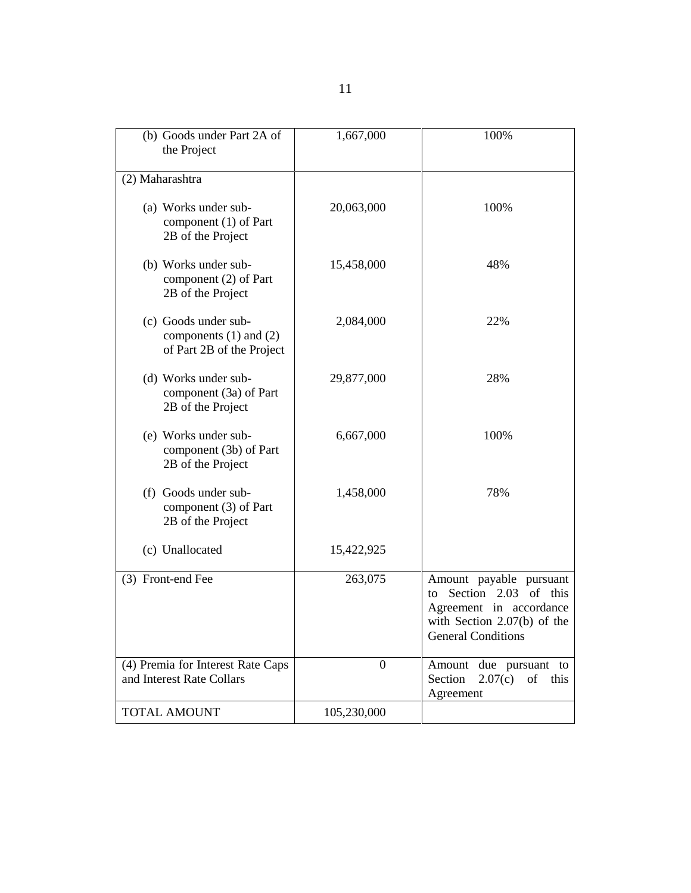| | | |
|---|---|---|
| (b) Goods under Part 2A of the Project | 1,667,000 | 100% |
| (2) Maharashtra | | |
| (a) Works under sub-component (1) of Part 2B of the Project | 20,063,000 | 100% |
| (b) Works under sub-component (2) of Part 2B of the Project | 15,458,000 | 48% |
| (c) Goods under sub-components (1) and (2) of Part 2B of the Project | 2,084,000 | 22% |
| (d) Works under sub-component (3a) of Part 2B of the Project | 29,877,000 | 28% |
| (e) Works under sub-component (3b) of Part 2B of the Project | 6,667,000 | 100% |
| (f) Goods under sub-component (3) of Part 2B of the Project | 1,458,000 | 78% |
| (c) Unallocated | 15,422,925 | |
| (3) Front-end Fee | 263,075 | Amount payable pursuant to Section 2.03 of this Agreement in accordance with Section 2.07(b) of the General Conditions |
| (4) Premia for Interest Rate Caps and Interest Rate Collars | 0 | Amount due pursuant to Section 2.07(c) of this Agreement |
| TOTAL AMOUNT | 105,230,000 | |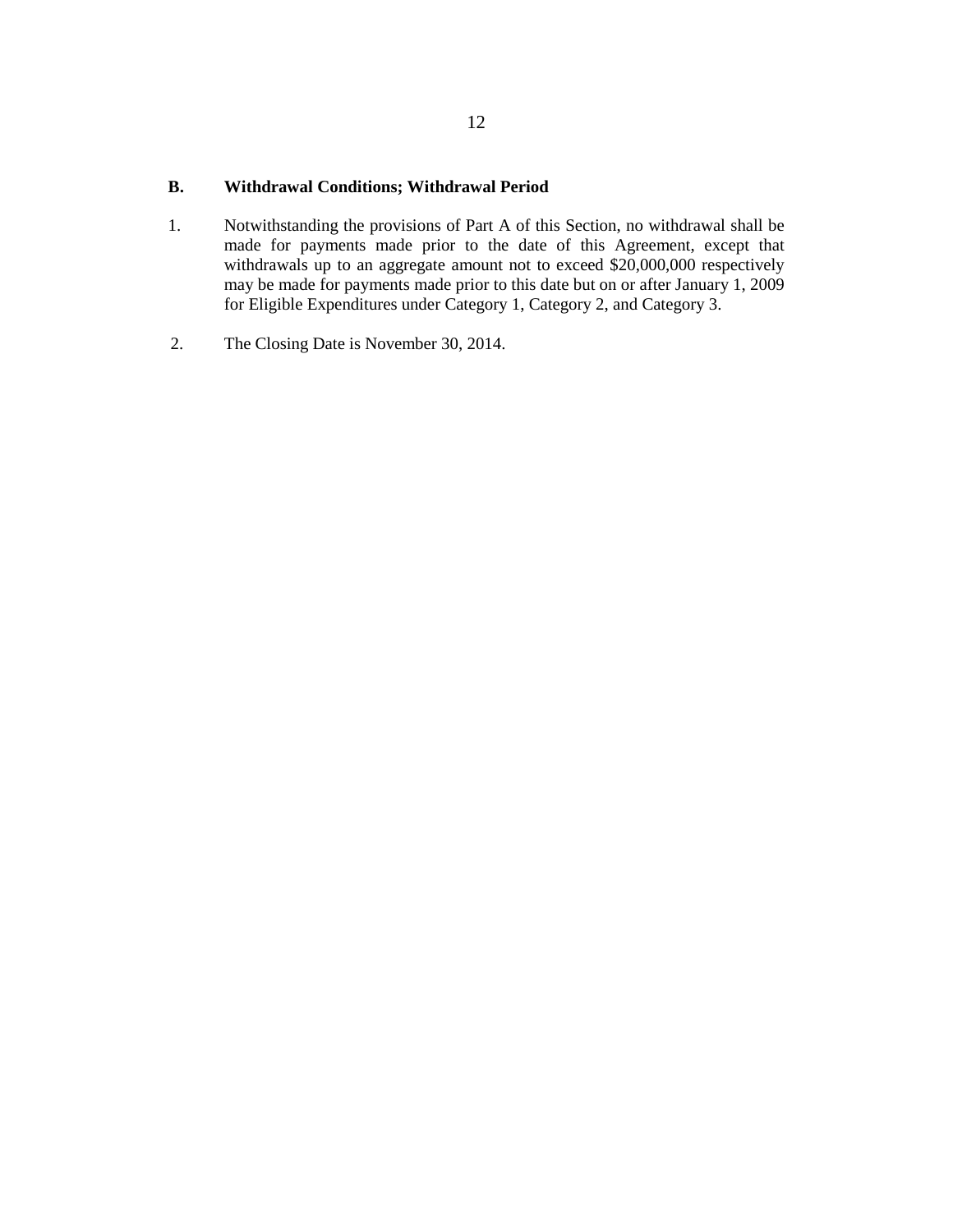### B. Withdrawal Conditions; Withdrawal Period

1. Notwithstanding the provisions of Part A of this Section, no withdrawal shall be made for payments made prior to the date of this Agreement, except that withdrawals up to an aggregate amount not to exceed $20,000,000 respectively may be made for payments made prior to this date but on or after January 1, 2009 for Eligible Expenditures under Category 1, Category 2, and Category 3.

2. The Closing Date is November 30, 2014.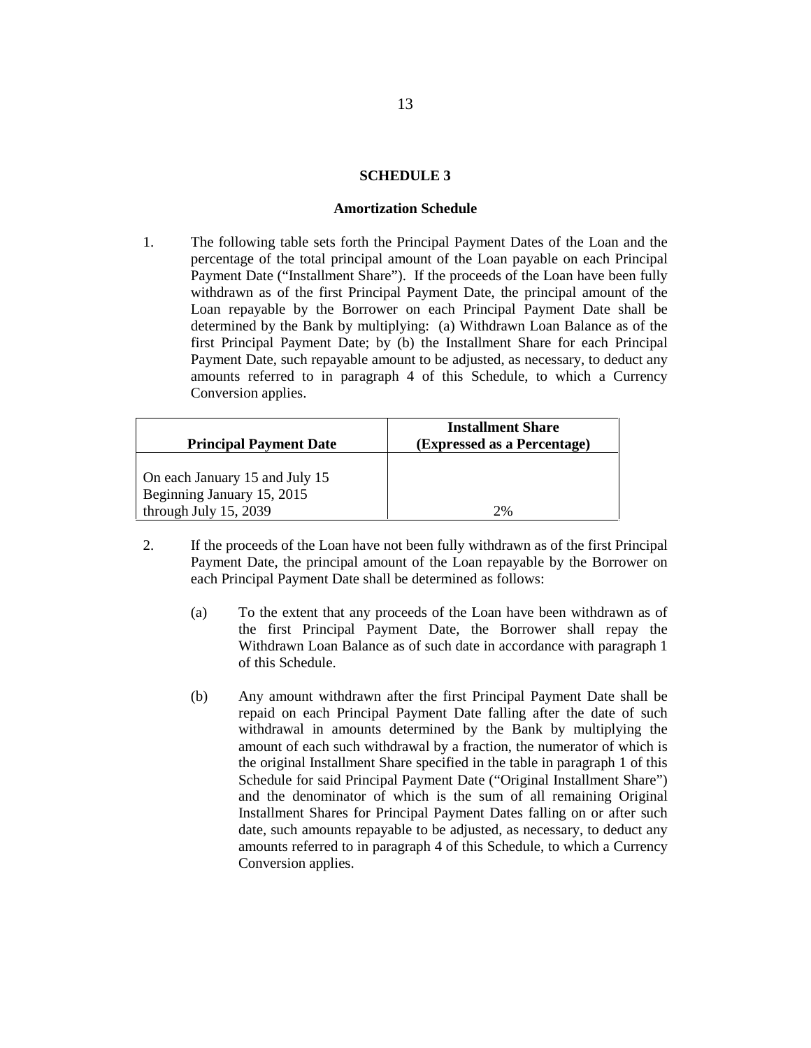# SCHEDULE 3

## Amortization Schedule

1. The following table sets forth the Principal Payment Dates of the Loan and the percentage of the total principal amount of the Loan payable on each Principal Payment Date ("Installment Share"). If the proceeds of the Loan have been fully withdrawn as of the first Principal Payment Date, the principal amount of the Loan repayable by the Borrower on each Principal Payment Date shall be determined by the Bank by multiplying: (a) Withdrawn Loan Balance as of the first Principal Payment Date; by (b) the Installment Share for each Principal Payment Date, such repayable amount to be adjusted, as necessary, to deduct any amounts referred to in paragraph 4 of this Schedule, to which a Currency Conversion applies.

| **Principal Payment Date** | **Installment Share (Expressed as a Percentage)** |
|---|---|
| On each January 15 and July 15 Beginning January 15, 2015 through July 15, 2039 | 2% |

2. If the proceeds of the Loan have not been fully withdrawn as of the first Principal Payment Date, the principal amount of the Loan repayable by the Borrower on each Principal Payment Date shall be determined as follows:

   (a) To the extent that any proceeds of the Loan have been withdrawn as of the first Principal Payment Date, the Borrower shall repay the Withdrawn Loan Balance as of such date in accordance with paragraph 1 of this Schedule.

   (b) Any amount withdrawn after the first Principal Payment Date shall be repaid on each Principal Payment Date falling after the date of such withdrawal in amounts determined by the Bank by multiplying the amount of each such withdrawal by a fraction, the numerator of which is the original Installment Share specified in the table in paragraph 1 of this Schedule for said Principal Payment Date ("Original Installment Share") and the denominator of which is the sum of all remaining Original Installment Shares for Principal Payment Dates falling on or after such date, such amounts repayable to be adjusted, as necessary, to deduct any amounts referred to in paragraph 4 of this Schedule, to which a Currency Conversion applies.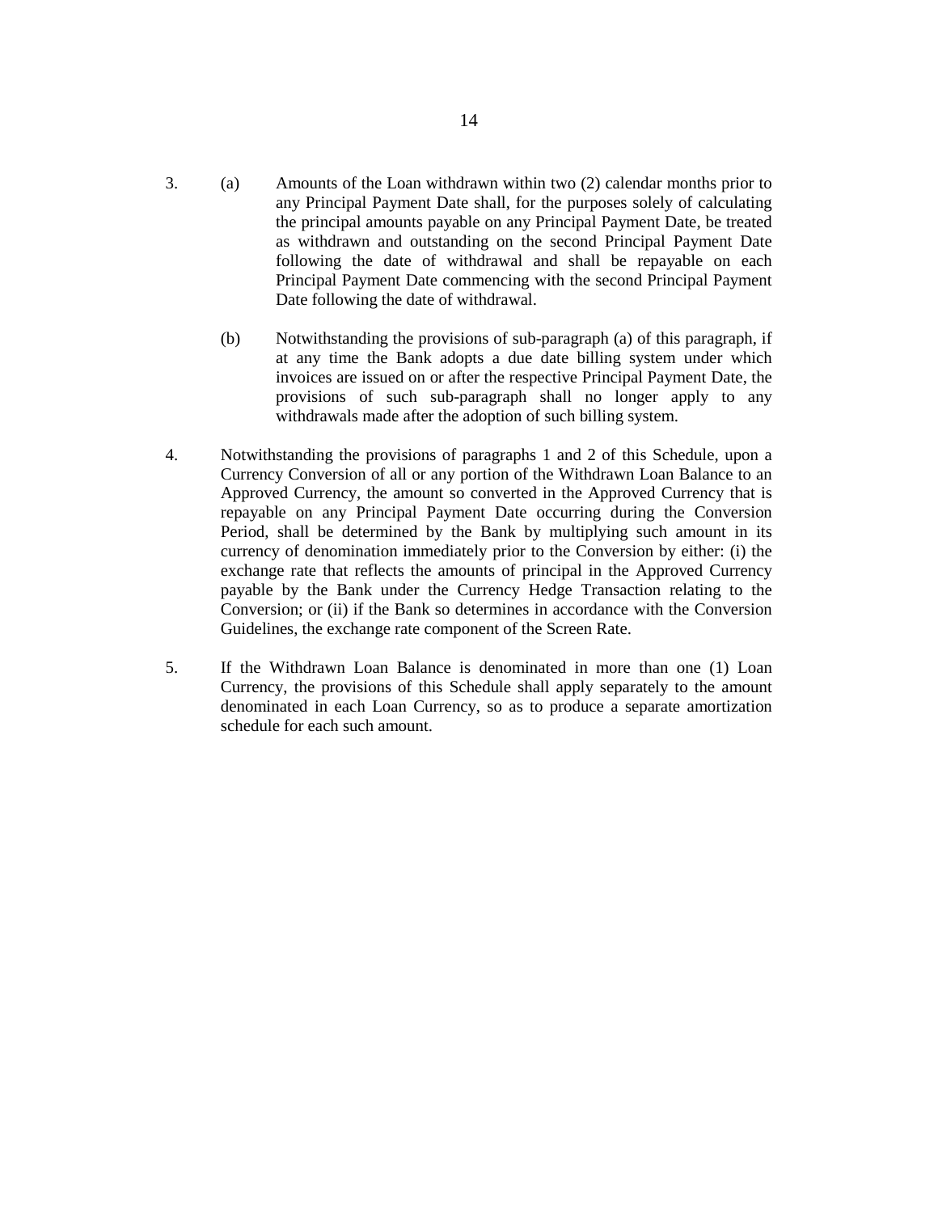3. (a) Amounts of the Loan withdrawn within two (2) calendar months prior to any Principal Payment Date shall, for the purposes solely of calculating the principal amounts payable on any Principal Payment Date, be treated as withdrawn and outstanding on the second Principal Payment Date following the date of withdrawal and shall be repayable on each Principal Payment Date commencing with the second Principal Payment Date following the date of withdrawal.

   (b) Notwithstanding the provisions of sub-paragraph (a) of this paragraph, if at any time the Bank adopts a due date billing system under which invoices are issued on or after the respective Principal Payment Date, the provisions of such sub-paragraph shall no longer apply to any withdrawals made after the adoption of such billing system.

4. Notwithstanding the provisions of paragraphs 1 and 2 of this Schedule, upon a Currency Conversion of all or any portion of the Withdrawn Loan Balance to an Approved Currency, the amount so converted in the Approved Currency that is repayable on any Principal Payment Date occurring during the Conversion Period, shall be determined by the Bank by multiplying such amount in its currency of denomination immediately prior to the Conversion by either: (i) the exchange rate that reflects the amounts of principal in the Approved Currency payable by the Bank under the Currency Hedge Transaction relating to the Conversion; or (ii) if the Bank so determines in accordance with the Conversion Guidelines, the exchange rate component of the Screen Rate.

5. If the Withdrawn Loan Balance is denominated in more than one (1) Loan Currency, the provisions of this Schedule shall apply separately to the amount denominated in each Loan Currency, so as to produce a separate amortization schedule for each such amount.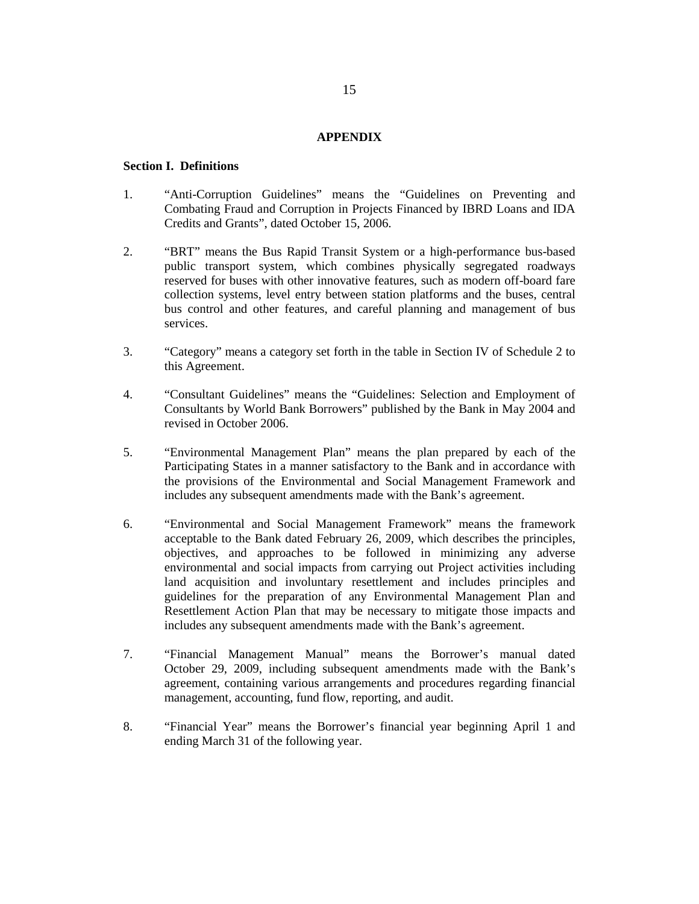## APPENDIX

### Section I. Definitions

1. "Anti-Corruption Guidelines" means the "Guidelines on Preventing and Combating Fraud and Corruption in Projects Financed by IBRD Loans and IDA Credits and Grants", dated October 15, 2006.

2. "BRT" means the Bus Rapid Transit System or a high-performance bus-based public transport system, which combines physically segregated roadways reserved for buses with other innovative features, such as modern off-board fare collection systems, level entry between station platforms and the buses, central bus control and other features, and careful planning and management of bus services.

3. "Category" means a category set forth in the table in Section IV of Schedule 2 to this Agreement.

4. "Consultant Guidelines" means the "Guidelines: Selection and Employment of Consultants by World Bank Borrowers" published by the Bank in May 2004 and revised in October 2006.

5. "Environmental Management Plan" means the plan prepared by each of the Participating States in a manner satisfactory to the Bank and in accordance with the provisions of the Environmental and Social Management Framework and includes any subsequent amendments made with the Bank's agreement.

6. "Environmental and Social Management Framework" means the framework acceptable to the Bank dated February 26, 2009, which describes the principles, objectives, and approaches to be followed in minimizing any adverse environmental and social impacts from carrying out Project activities including land acquisition and involuntary resettlement and includes principles and guidelines for the preparation of any Environmental Management Plan and Resettlement Action Plan that may be necessary to mitigate those impacts and includes any subsequent amendments made with the Bank's agreement.

7. "Financial Management Manual" means the Borrower's manual dated October 29, 2009, including subsequent amendments made with the Bank's agreement, containing various arrangements and procedures regarding financial management, accounting, fund flow, reporting, and audit.

8. "Financial Year" means the Borrower's financial year beginning April 1 and ending March 31 of the following year.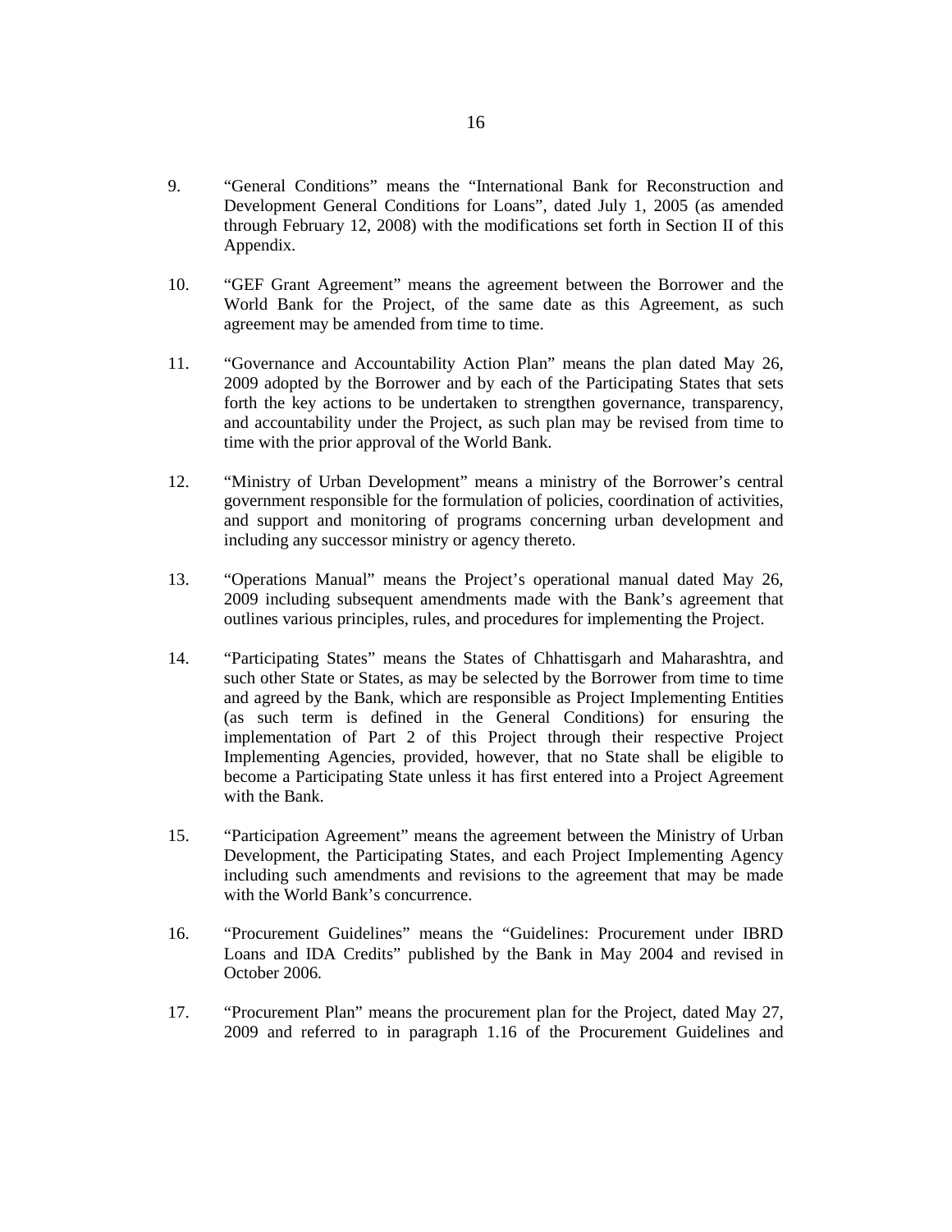9. "General Conditions" means the "International Bank for Reconstruction and Development General Conditions for Loans", dated July 1, 2005 (as amended through February 12, 2008) with the modifications set forth in Section II of this Appendix.

10. "GEF Grant Agreement" means the agreement between the Borrower and the World Bank for the Project, of the same date as this Agreement, as such agreement may be amended from time to time.

11. "Governance and Accountability Action Plan" means the plan dated May 26, 2009 adopted by the Borrower and by each of the Participating States that sets forth the key actions to be undertaken to strengthen governance, transparency, and accountability under the Project, as such plan may be revised from time to time with the prior approval of the World Bank.

12. "Ministry of Urban Development" means a ministry of the Borrower's central government responsible for the formulation of policies, coordination of activities, and support and monitoring of programs concerning urban development and including any successor ministry or agency thereto.

13. "Operations Manual" means the Project's operational manual dated May 26, 2009 including subsequent amendments made with the Bank's agreement that outlines various principles, rules, and procedures for implementing the Project.

14. "Participating States" means the States of Chhattisgarh and Maharashtra, and such other State or States, as may be selected by the Borrower from time to time and agreed by the Bank, which are responsible as Project Implementing Entities (as such term is defined in the General Conditions) for ensuring the implementation of Part 2 of this Project through their respective Project Implementing Agencies, provided, however, that no State shall be eligible to become a Participating State unless it has first entered into a Project Agreement with the Bank.

15. "Participation Agreement" means the agreement between the Ministry of Urban Development, the Participating States, and each Project Implementing Agency including such amendments and revisions to the agreement that may be made with the World Bank's concurrence.

16. "Procurement Guidelines" means the "Guidelines: Procurement under IBRD Loans and IDA Credits" published by the Bank in May 2004 and revised in October 2006.

17. "Procurement Plan" means the procurement plan for the Project, dated May 27, 2009 and referred to in paragraph 1.16 of the Procurement Guidelines and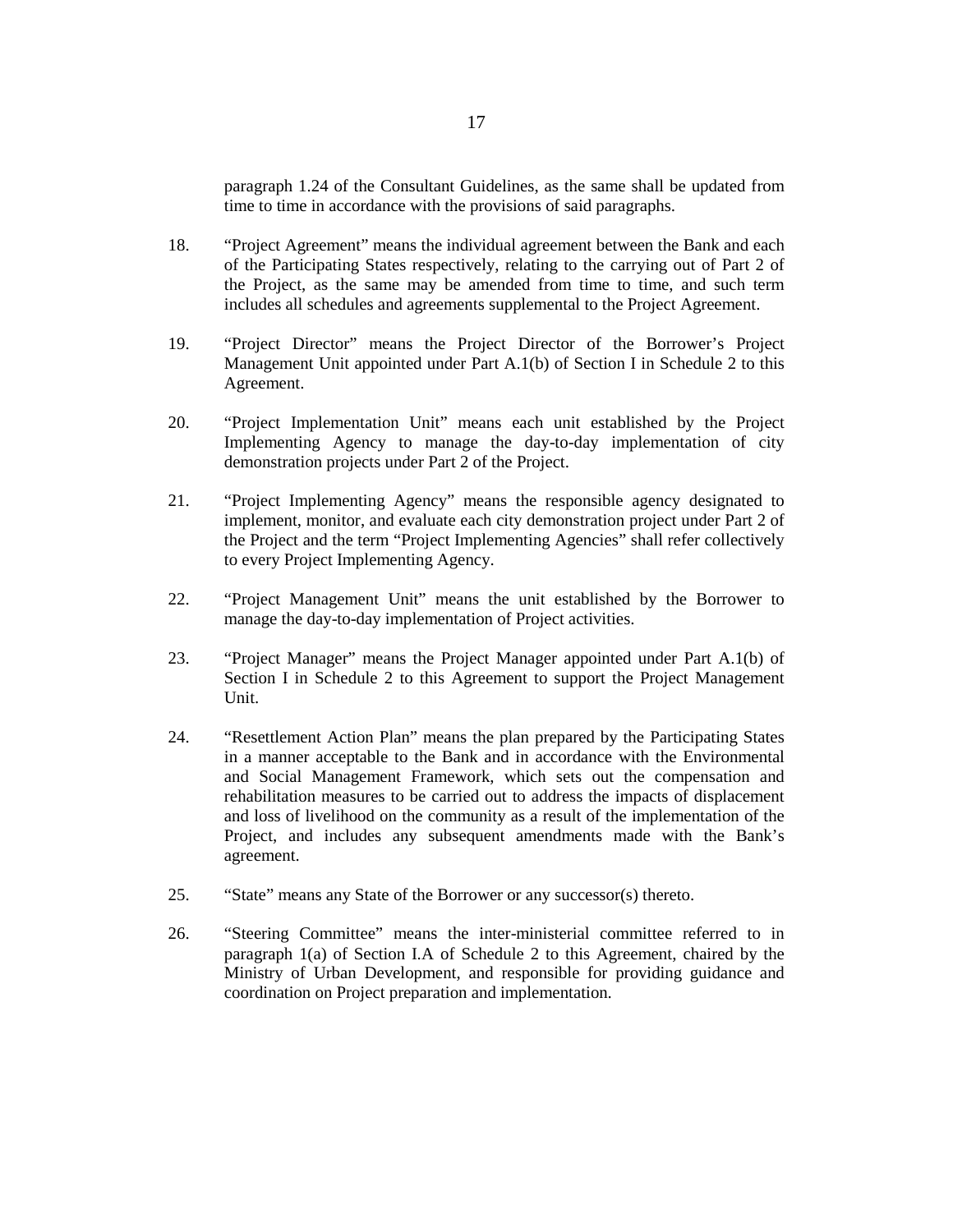paragraph 1.24 of the Consultant Guidelines, as the same shall be updated from time to time in accordance with the provisions of said paragraphs.

18. "Project Agreement" means the individual agreement between the Bank and each of the Participating States respectively, relating to the carrying out of Part 2 of the Project, as the same may be amended from time to time, and such term includes all schedules and agreements supplemental to the Project Agreement.

19. "Project Director" means the Project Director of the Borrower's Project Management Unit appointed under Part A.1(b) of Section I in Schedule 2 to this Agreement.

20. "Project Implementation Unit" means each unit established by the Project Implementing Agency to manage the day-to-day implementation of city demonstration projects under Part 2 of the Project.

21. "Project Implementing Agency" means the responsible agency designated to implement, monitor, and evaluate each city demonstration project under Part 2 of the Project and the term "Project Implementing Agencies" shall refer collectively to every Project Implementing Agency.

22. "Project Management Unit" means the unit established by the Borrower to manage the day-to-day implementation of Project activities.

23. "Project Manager" means the Project Manager appointed under Part A.1(b) of Section I in Schedule 2 to this Agreement to support the Project Management Unit.

24. "Resettlement Action Plan" means the plan prepared by the Participating States in a manner acceptable to the Bank and in accordance with the Environmental and Social Management Framework, which sets out the compensation and rehabilitation measures to be carried out to address the impacts of displacement and loss of livelihood on the community as a result of the implementation of the Project, and includes any subsequent amendments made with the Bank's agreement.

25. "State" means any State of the Borrower or any successor(s) thereto.

26. "Steering Committee" means the inter-ministerial committee referred to in paragraph 1(a) of Section I.A of Schedule 2 to this Agreement, chaired by the Ministry of Urban Development, and responsible for providing guidance and coordination on Project preparation and implementation.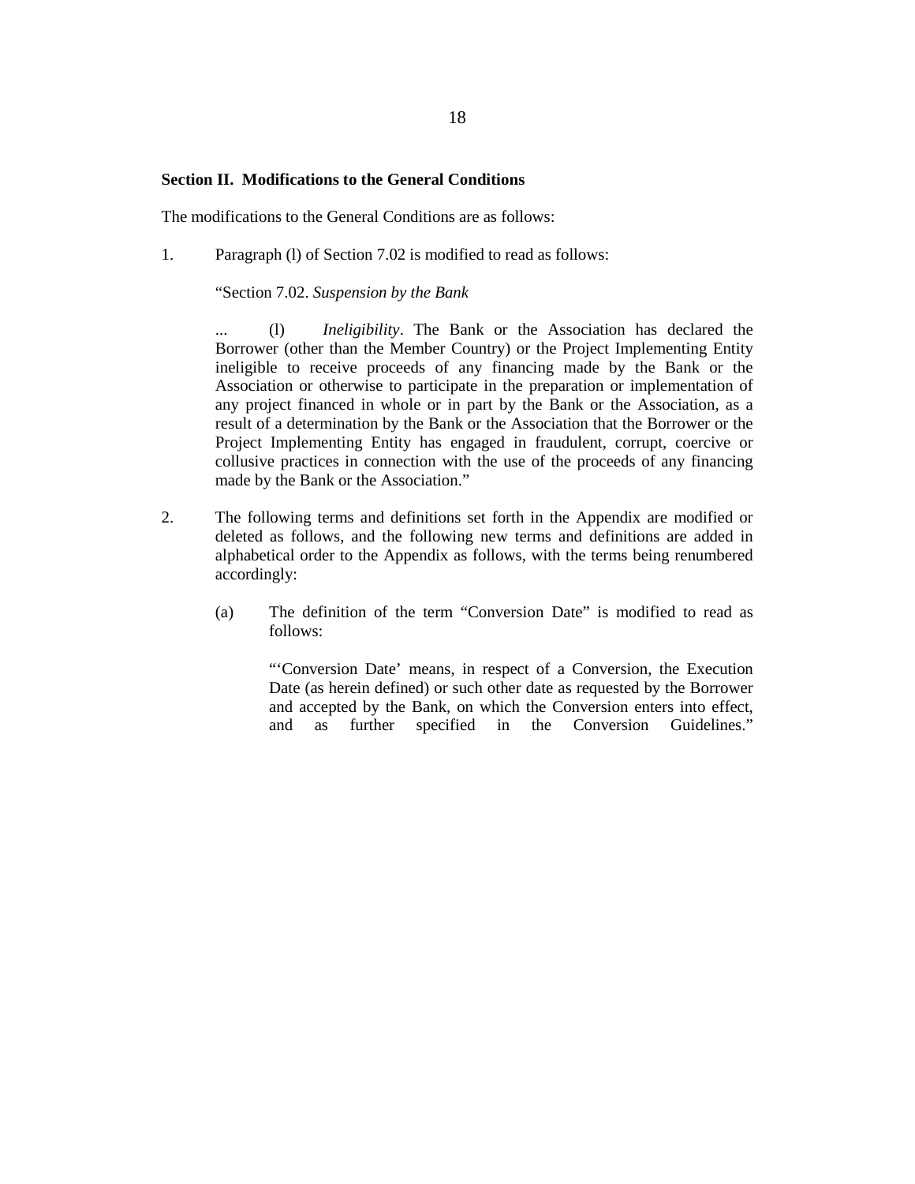**Section II. Modifications to the General Conditions**

The modifications to the General Conditions are as follows:

1. Paragraph (l) of Section 7.02 is modified to read as follows:

   "Section 7.02. *Suspension by the Bank*

   ... (l) *Ineligibility*. The Bank or the Association has declared the Borrower (other than the Member Country) or the Project Implementing Entity ineligible to receive proceeds of any financing made by the Bank or the Association or otherwise to participate in the preparation or implementation of any project financed in whole or in part by the Bank or the Association, as a result of a determination by the Bank or the Association that the Borrower or the Project Implementing Entity has engaged in fraudulent, corrupt, coercive or collusive practices in connection with the use of the proceeds of any financing made by the Bank or the Association."

2. The following terms and definitions set forth in the Appendix are modified or deleted as follows, and the following new terms and definitions are added in alphabetical order to the Appendix as follows, with the terms being renumbered accordingly:

   (a) The definition of the term "Conversion Date" is modified to read as follows:

   "'Conversion Date' means, in respect of a Conversion, the Execution Date (as herein defined) or such other date as requested by the Borrower and accepted by the Bank, on which the Conversion enters into effect, and as further specified in the Conversion Guidelines."